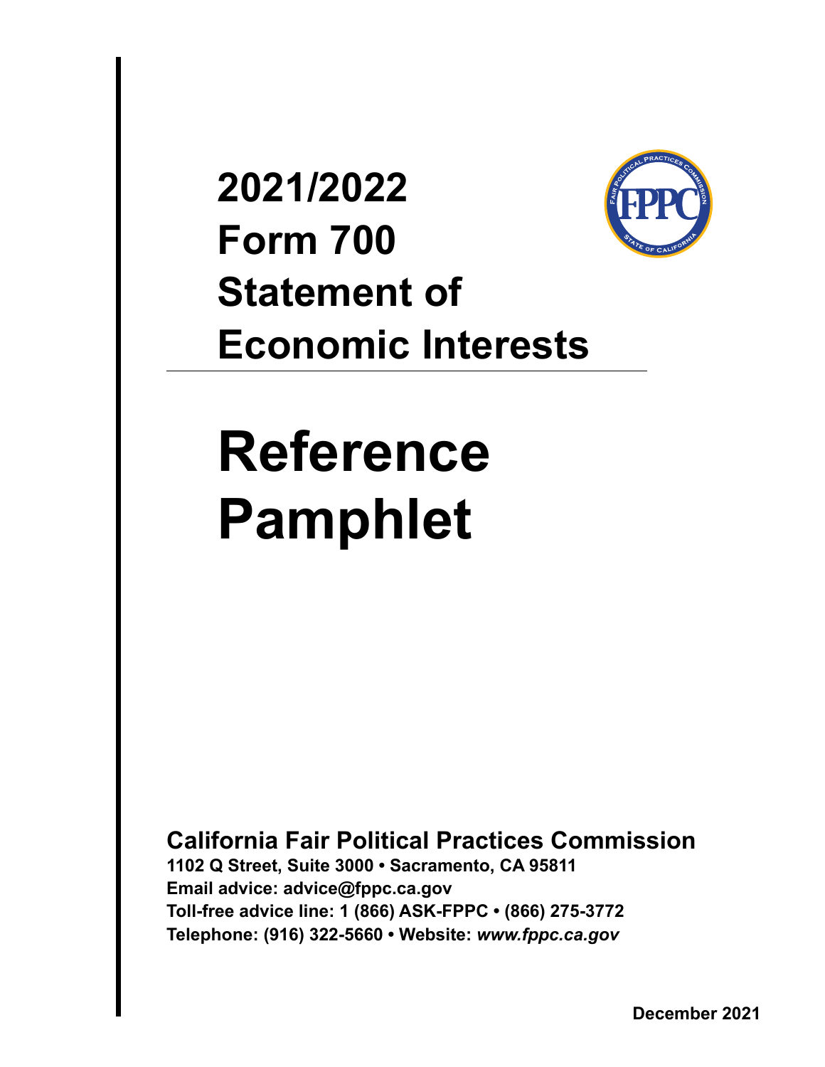# 2021/2022 Form 700 Statement of Economic Interests

# Reference Pamphlet

**California Fair Political Practices Commission**

**1102 Q Street, Suite 3000 • Sacramento, CA 95811**

**Email advice: advice@fppc.ca.gov**

**Toll-free advice line: 1 (866) ASK-FPPC • (866) 275-3772**

**Telephone: (916) 322-5660 • Website:** ***www.fppc.ca.gov***

**December 2021**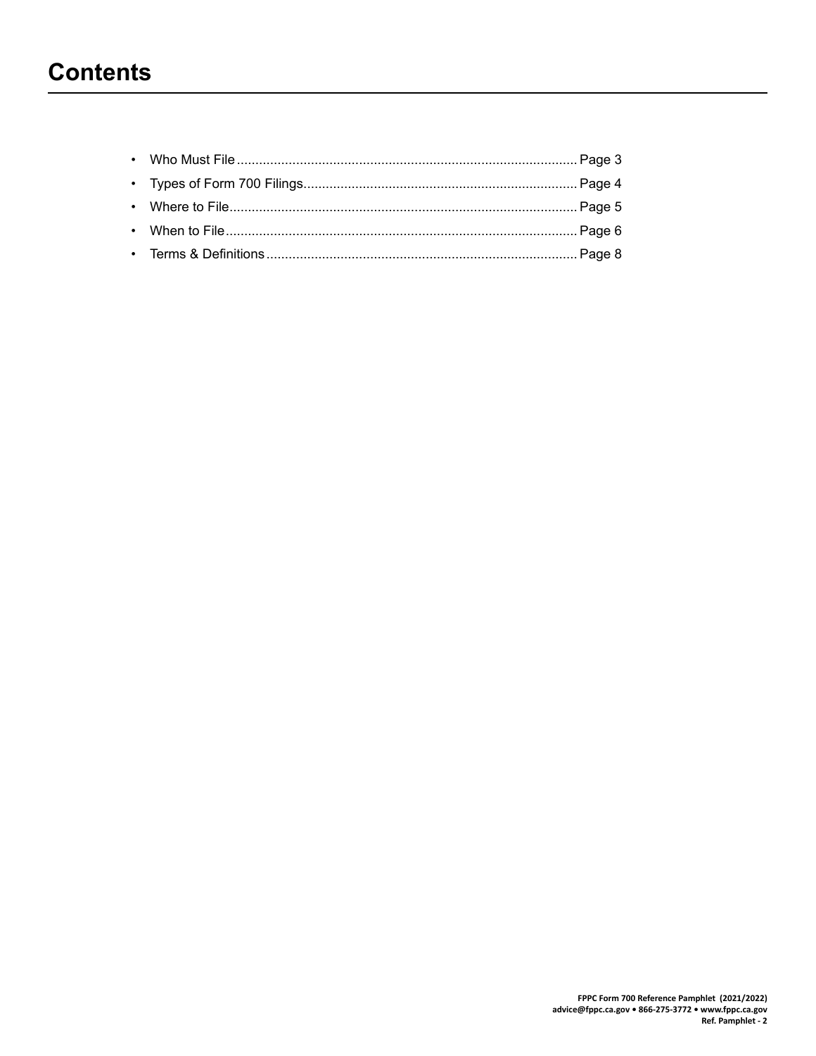# Contents

- Who Must File .......................................................................................... Page 3
- Types of Form 700 Filings........................................................................ Page 4
- Where to File............................................................................................ Page 5
- When to File............................................................................................. Page 6
- Terms & Definitions .................................................................................. Page 8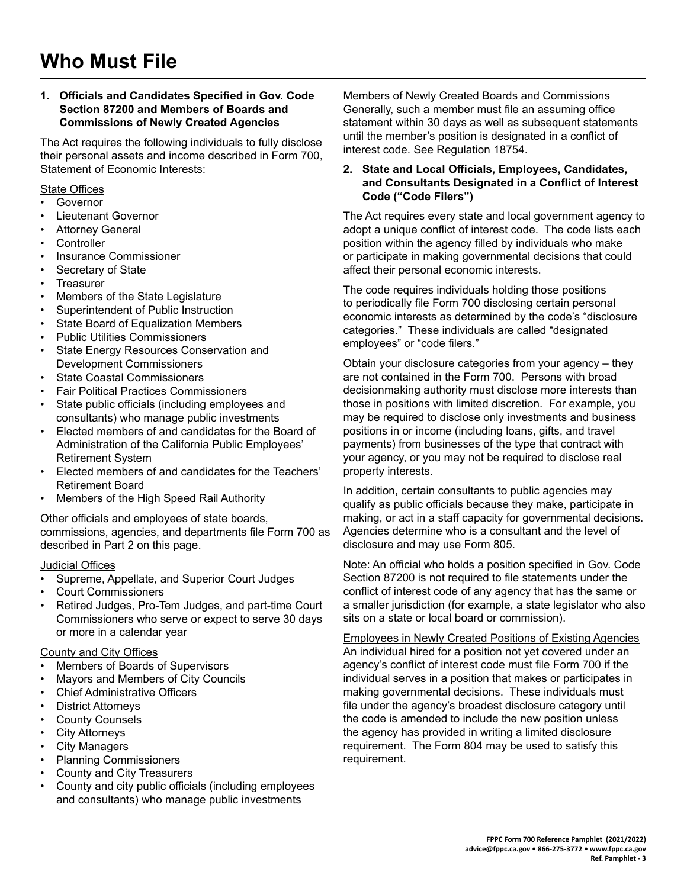# Who Must File

### 1. Officials and Candidates Specified in Gov. Code Section 87200 and Members of Boards and Commissions of Newly Created Agencies

The Act requires the following individuals to fully disclose their personal assets and income described in Form 700, Statement of Economic Interests:

<u>State Offices</u>

- Governor
- Lieutenant Governor
- Attorney General
- Controller
- Insurance Commissioner
- Secretary of State
- Treasurer
- Members of the State Legislature
- Superintendent of Public Instruction
- State Board of Equalization Members
- Public Utilities Commissioners
- State Energy Resources Conservation and Development Commissioners
- State Coastal Commissioners
- Fair Political Practices Commissioners
- State public officials (including employees and consultants) who manage public investments
- Elected members of and candidates for the Board of Administration of the California Public Employees' Retirement System
- Elected members of and candidates for the Teachers' Retirement Board
- Members of the High Speed Rail Authority

Other officials and employees of state boards, commissions, agencies, and departments file Form 700 as described in Part 2 on this page.

<u>Judicial Offices</u>

- Supreme, Appellate, and Superior Court Judges
- Court Commissioners
- Retired Judges, Pro-Tem Judges, and part-time Court Commissioners who serve or expect to serve 30 days or more in a calendar year

<u>County and City Offices</u>

- Members of Boards of Supervisors
- Mayors and Members of City Councils
- Chief Administrative Officers
- District Attorneys
- County Counsels
- City Attorneys
- City Managers
- Planning Commissioners
- County and City Treasurers
- County and city public officials (including employees and consultants) who manage public investments

<u>Members of Newly Created Boards and Commissions</u>
Generally, such a member must file an assuming office statement within 30 days as well as subsequent statements until the member's position is designated in a conflict of interest code. See Regulation 18754.

### 2. State and Local Officials, Employees, Candidates, and Consultants Designated in a Conflict of Interest Code ("Code Filers")

The Act requires every state and local government agency to adopt a unique conflict of interest code. The code lists each position within the agency filled by individuals who make or participate in making governmental decisions that could affect their personal economic interests.

The code requires individuals holding those positions to periodically file Form 700 disclosing certain personal economic interests as determined by the code's "disclosure categories." These individuals are called "designated employees" or "code filers."

Obtain your disclosure categories from your agency – they are not contained in the Form 700. Persons with broad decisionmaking authority must disclose more interests than those in positions with limited discretion. For example, you may be required to disclose only investments and business positions in or income (including loans, gifts, and travel payments) from businesses of the type that contract with your agency, or you may not be required to disclose real property interests.

In addition, certain consultants to public agencies may qualify as public officials because they make, participate in making, or act in a staff capacity for governmental decisions. Agencies determine who is a consultant and the level of disclosure and may use Form 805.

Note: An official who holds a position specified in Gov. Code Section 87200 is not required to file statements under the conflict of interest code of any agency that has the same or a smaller jurisdiction (for example, a state legislator who also sits on a state or local board or commission).

<u>Employees in Newly Created Positions of Existing Agencies</u>
An individual hired for a position not yet covered under an agency's conflict of interest code must file Form 700 if the individual serves in a position that makes or participates in making governmental decisions. These individuals must file under the agency's broadest disclosure category until the code is amended to include the new position unless the agency has provided in writing a limited disclosure requirement. The Form 804 may be used to satisfy this requirement.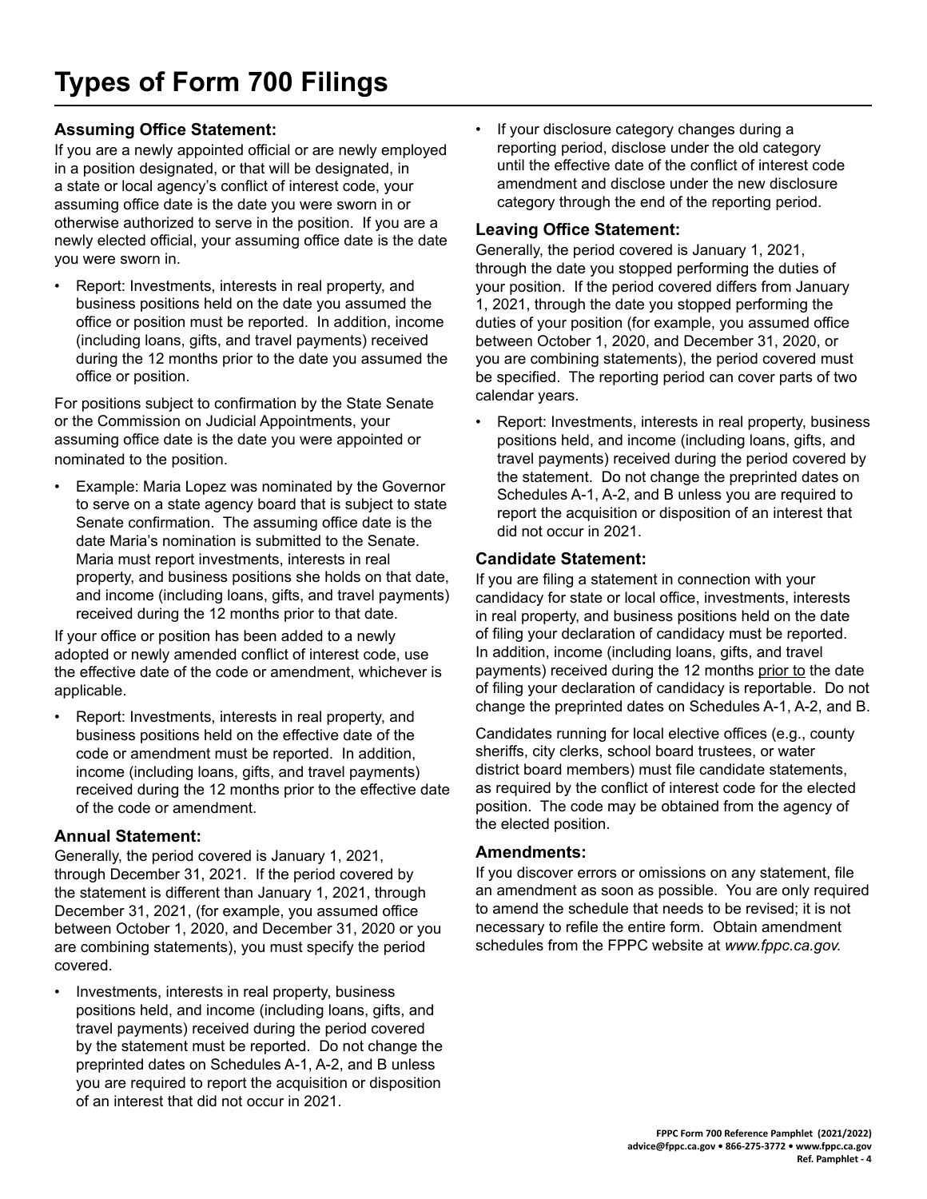# Types of Form 700 Filings

### Assuming Office Statement:

If you are a newly appointed official or are newly employed in a position designated, or that will be designated, in a state or local agency's conflict of interest code, your assuming office date is the date you were sworn in or otherwise authorized to serve in the position. If you are a newly elected official, your assuming office date is the date you were sworn in.

- Report: Investments, interests in real property, and business positions held on the date you assumed the office or position must be reported. In addition, income (including loans, gifts, and travel payments) received during the 12 months prior to the date you assumed the office or position.

For positions subject to confirmation by the State Senate or the Commission on Judicial Appointments, your assuming office date is the date you were appointed or nominated to the position.

- Example: Maria Lopez was nominated by the Governor to serve on a state agency board that is subject to state Senate confirmation. The assuming office date is the date Maria's nomination is submitted to the Senate. Maria must report investments, interests in real property, and business positions she holds on that date, and income (including loans, gifts, and travel payments) received during the 12 months prior to that date.

If your office or position has been added to a newly adopted or newly amended conflict of interest code, use the effective date of the code or amendment, whichever is applicable.

- Report: Investments, interests in real property, and business positions held on the effective date of the code or amendment must be reported. In addition, income (including loans, gifts, and travel payments) received during the 12 months prior to the effective date of the code or amendment.

### Annual Statement:

Generally, the period covered is January 1, 2021, through December 31, 2021. If the period covered by the statement is different than January 1, 2021, through December 31, 2021, (for example, you assumed office between October 1, 2020, and December 31, 2020 or you are combining statements), you must specify the period covered.

- Investments, interests in real property, business positions held, and income (including loans, gifts, and travel payments) received during the period covered by the statement must be reported. Do not change the preprinted dates on Schedules A-1, A-2, and B unless you are required to report the acquisition or disposition of an interest that did not occur in 2021.
- If your disclosure category changes during a reporting period, disclose under the old category until the effective date of the conflict of interest code amendment and disclose under the new disclosure category through the end of the reporting period.

### Leaving Office Statement:

Generally, the period covered is January 1, 2021, through the date you stopped performing the duties of your position. If the period covered differs from January 1, 2021, through the date you stopped performing the duties of your position (for example, you assumed office between October 1, 2020, and December 31, 2020, or you are combining statements), the period covered must be specified. The reporting period can cover parts of two calendar years.

- Report: Investments, interests in real property, business positions held, and income (including loans, gifts, and travel payments) received during the period covered by the statement. Do not change the preprinted dates on Schedules A-1, A-2, and B unless you are required to report the acquisition or disposition of an interest that did not occur in 2021.

### Candidate Statement:

If you are filing a statement in connection with your candidacy for state or local office, investments, interests in real property, and business positions held on the date of filing your declaration of candidacy must be reported. In addition, income (including loans, gifts, and travel payments) received during the 12 months prior to the date of filing your declaration of candidacy is reportable. Do not change the preprinted dates on Schedules A-1, A-2, and B.

Candidates running for local elective offices (e.g., county sheriffs, city clerks, school board trustees, or water district board members) must file candidate statements, as required by the conflict of interest code for the elected position. The code may be obtained from the agency of the elected position.

### Amendments:

If you discover errors or omissions on any statement, file an amendment as soon as possible. You are only required to amend the schedule that needs to be revised; it is not necessary to refile the entire form. Obtain amendment schedules from the FPPC website at *www.fppc.ca.gov.*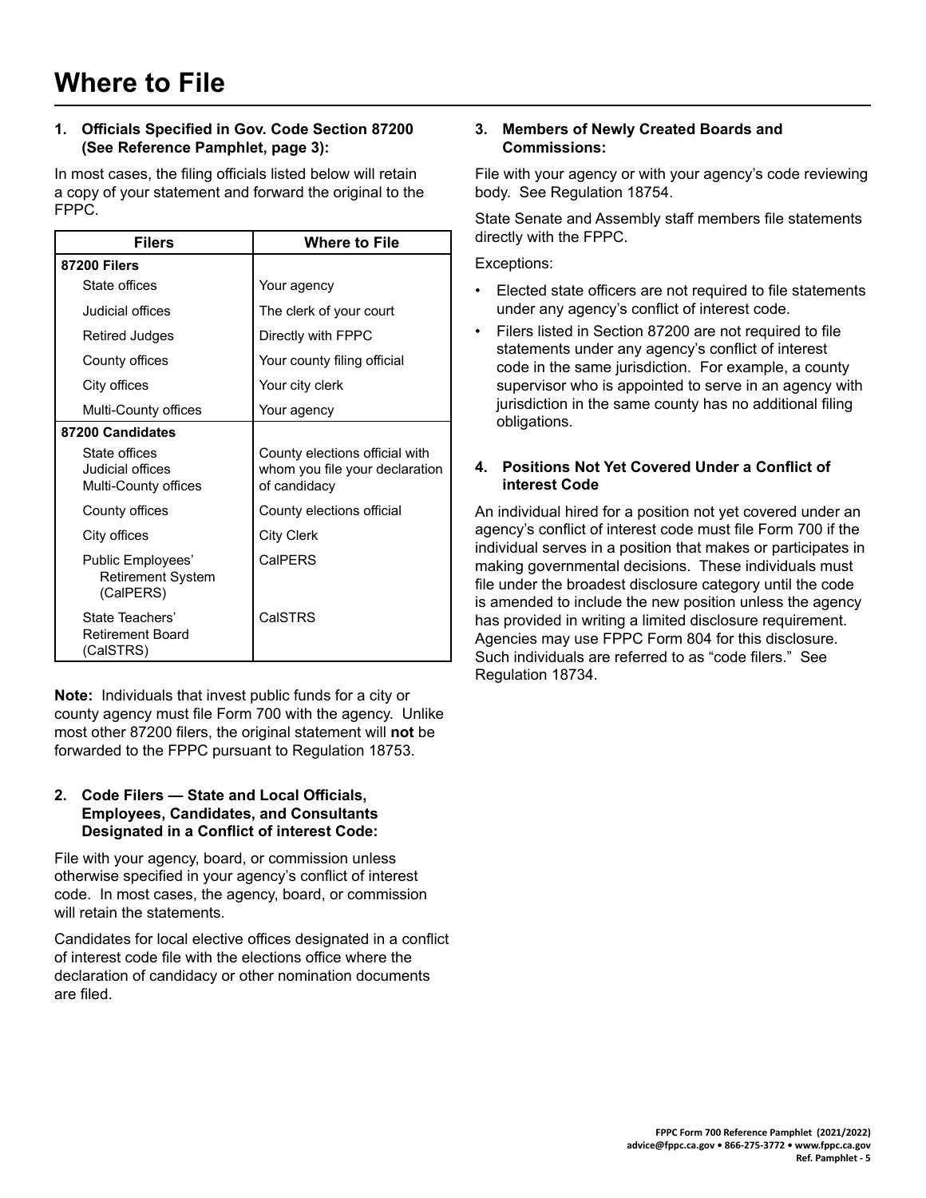# Where to File

### 1. Officials Specified in Gov. Code Section 87200 (See Reference Pamphlet, page 3):

In most cases, the filing officials listed below will retain a copy of your statement and forward the original to the FPPC.

| Filers | Where to File |
|---|---|
| **87200 Filers** | |
| State offices | Your agency |
| Judicial offices | The clerk of your court |
| Retired Judges | Directly with FPPC |
| County offices | Your county filing official |
| City offices | Your city clerk |
| Multi-County offices | Your agency |
| **87200 Candidates** | |
| State offices<br>Judicial offices<br>Multi-County offices | County elections official with whom you file your declaration of candidacy |
| County offices | County elections official |
| City offices | City Clerk |
| Public Employees' Retirement System (CalPERS) | CalPERS |
| State Teachers' Retirement Board (CalSTRS) | CalSTRS |

**Note:** Individuals that invest public funds for a city or county agency must file Form 700 with the agency. Unlike most other 87200 filers, the original statement will **not** be forwarded to the FPPC pursuant to Regulation 18753.

### 2. Code Filers — State and Local Officials, Employees, Candidates, and Consultants Designated in a Conflict of interest Code:

File with your agency, board, or commission unless otherwise specified in your agency's conflict of interest code. In most cases, the agency, board, or commission will retain the statements.

Candidates for local elective offices designated in a conflict of interest code file with the elections office where the declaration of candidacy or other nomination documents are filed.

### 3. Members of Newly Created Boards and Commissions:

File with your agency or with your agency's code reviewing body. See Regulation 18754.

State Senate and Assembly staff members file statements directly with the FPPC.

Exceptions:

- Elected state officers are not required to file statements under any agency's conflict of interest code.
- Filers listed in Section 87200 are not required to file statements under any agency's conflict of interest code in the same jurisdiction. For example, a county supervisor who is appointed to serve in an agency with jurisdiction in the same county has no additional filing obligations.

### 4. Positions Not Yet Covered Under a Conflict of interest Code

An individual hired for a position not yet covered under an agency's conflict of interest code must file Form 700 if the individual serves in a position that makes or participates in making governmental decisions. These individuals must file under the broadest disclosure category until the code is amended to include the new position unless the agency has provided in writing a limited disclosure requirement. Agencies may use FPPC Form 804 for this disclosure. Such individuals are referred to as "code filers." See Regulation 18734.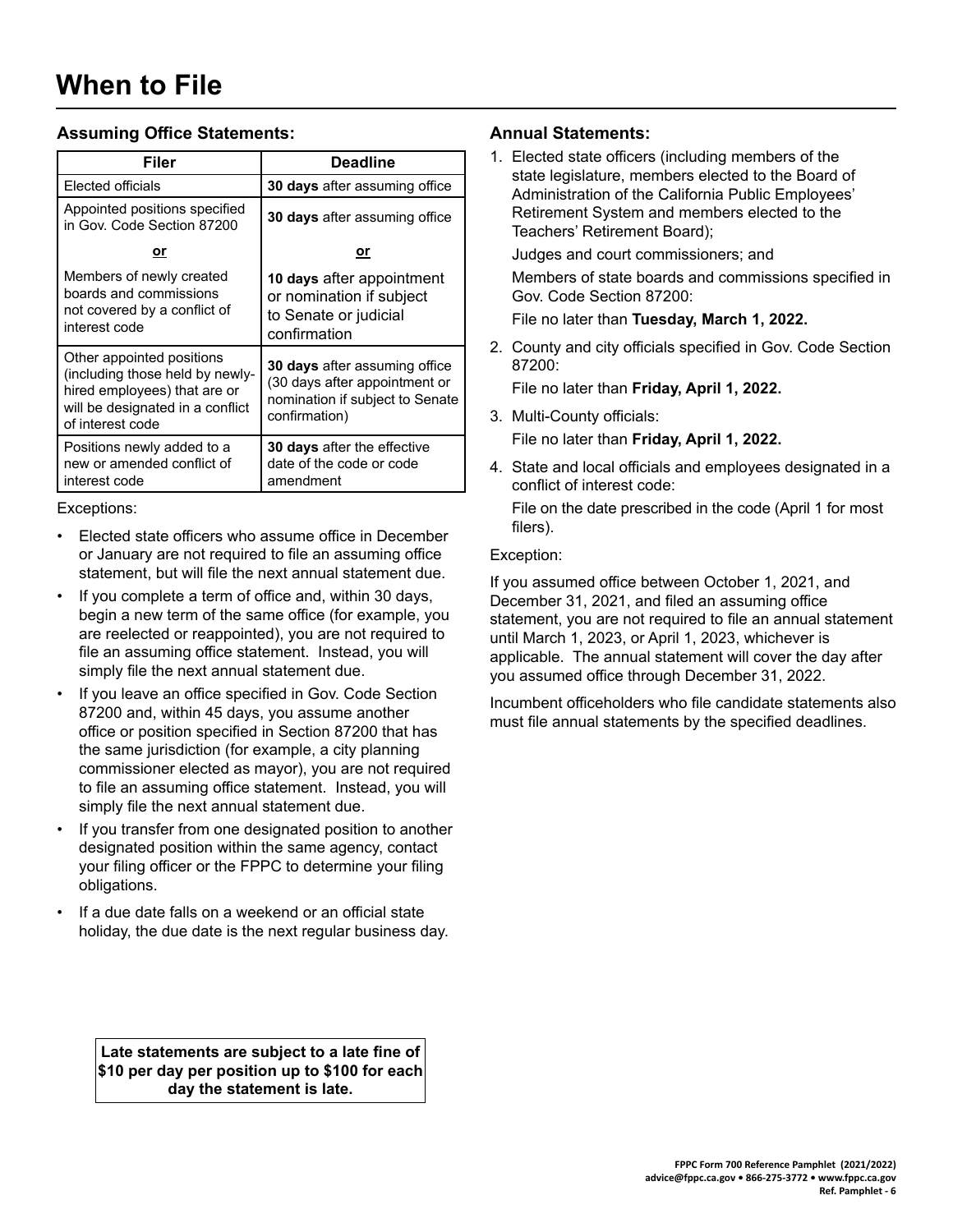# When to File

### Assuming Office Statements:

| Filer | Deadline |
|---|---|
| Elected officials | **30 days** after assuming office |
| Appointed positions specified in Gov. Code Section 87200<br>**or**<br>Members of newly created boards and commissions not covered by a conflict of interest code | **30 days** after assuming office<br>**or**<br>**10 days** after appointment or nomination if subject to Senate or judicial confirmation |
| Other appointed positions (including those held by newly-hired employees) that are or will be designated in a conflict of interest code | **30 days** after assuming office (30 days after appointment or nomination if subject to Senate confirmation) |
| Positions newly added to a new or amended conflict of interest code | **30 days** after the effective date of the code or code amendment |

Exceptions:

- Elected state officers who assume office in December or January are not required to file an assuming office statement, but will file the next annual statement due.
- If you complete a term of office and, within 30 days, begin a new term of the same office (for example, you are reelected or reappointed), you are not required to file an assuming office statement. Instead, you will simply file the next annual statement due.
- If you leave an office specified in Gov. Code Section 87200 and, within 45 days, you assume another office or position specified in Section 87200 that has the same jurisdiction (for example, a city planning commissioner elected as mayor), you are not required to file an assuming office statement. Instead, you will simply file the next annual statement due.
- If you transfer from one designated position to another designated position within the same agency, contact your filing officer or the FPPC to determine your filing obligations.
- If a due date falls on a weekend or an official state holiday, the due date is the next regular business day.

**Late statements are subject to a late fine of $10 per day per position up to $100 for each day the statement is late.**

### Annual Statements:

1. Elected state officers (including members of the state legislature, members elected to the Board of Administration of the California Public Employees' Retirement System and members elected to the Teachers' Retirement Board);

   Judges and court commissioners; and

   Members of state boards and commissions specified in Gov. Code Section 87200:

   File no later than **Tuesday, March 1, 2022.**

2. County and city officials specified in Gov. Code Section 87200:

   File no later than **Friday, April 1, 2022.**

3. Multi-County officials:

   File no later than **Friday, April 1, 2022.**

4. State and local officials and employees designated in a conflict of interest code:

   File on the date prescribed in the code (April 1 for most filers).

Exception:

If you assumed office between October 1, 2021, and December 31, 2021, and filed an assuming office statement, you are not required to file an annual statement until March 1, 2023, or April 1, 2023, whichever is applicable. The annual statement will cover the day after you assumed office through December 31, 2022.

Incumbent officeholders who file candidate statements also must file annual statements by the specified deadlines.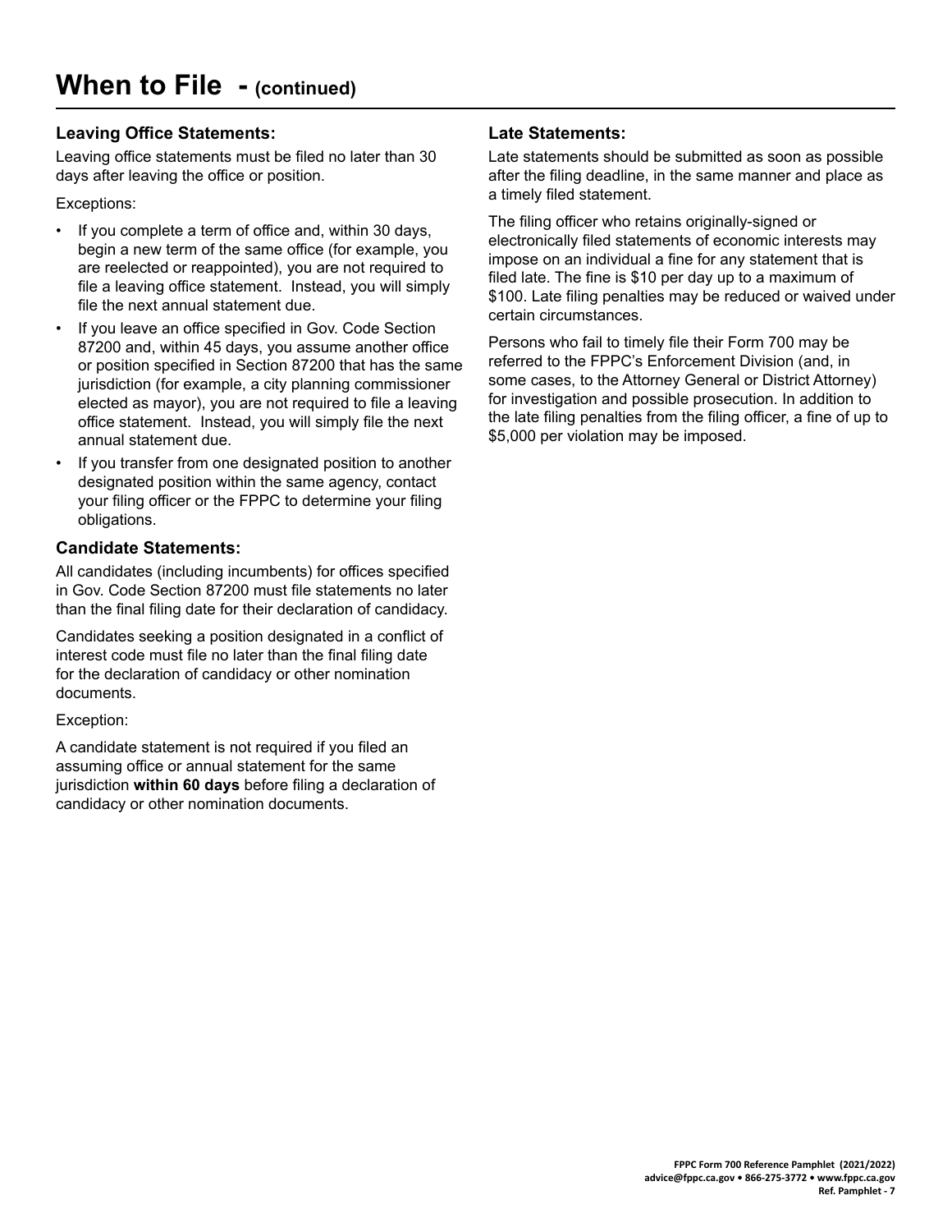# When to File - (continued)

### Leaving Office Statements:

Leaving office statements must be filed no later than 30 days after leaving the office or position.

Exceptions:

- If you complete a term of office and, within 30 days, begin a new term of the same office (for example, you are reelected or reappointed), you are not required to file a leaving office statement. Instead, you will simply file the next annual statement due.
- If you leave an office specified in Gov. Code Section 87200 and, within 45 days, you assume another office or position specified in Section 87200 that has the same jurisdiction (for example, a city planning commissioner elected as mayor), you are not required to file a leaving office statement. Instead, you will simply file the next annual statement due.
- If you transfer from one designated position to another designated position within the same agency, contact your filing officer or the FPPC to determine your filing obligations.

### Candidate Statements:

All candidates (including incumbents) for offices specified in Gov. Code Section 87200 must file statements no later than the final filing date for their declaration of candidacy.

Candidates seeking a position designated in a conflict of interest code must file no later than the final filing date for the declaration of candidacy or other nomination documents.

Exception:

A candidate statement is not required if you filed an assuming office or annual statement for the same jurisdiction **within 60 days** before filing a declaration of candidacy or other nomination documents.

### Late Statements:

Late statements should be submitted as soon as possible after the filing deadline, in the same manner and place as a timely filed statement.

The filing officer who retains originally-signed or electronically filed statements of economic interests may impose on an individual a fine for any statement that is filed late. The fine is $10 per day up to a maximum of $100. Late filing penalties may be reduced or waived under certain circumstances.

Persons who fail to timely file their Form 700 may be referred to the FPPC's Enforcement Division (and, in some cases, to the Attorney General or District Attorney) for investigation and possible prosecution. In addition to the late filing penalties from the filing officer, a fine of up to $5,000 per violation may be imposed.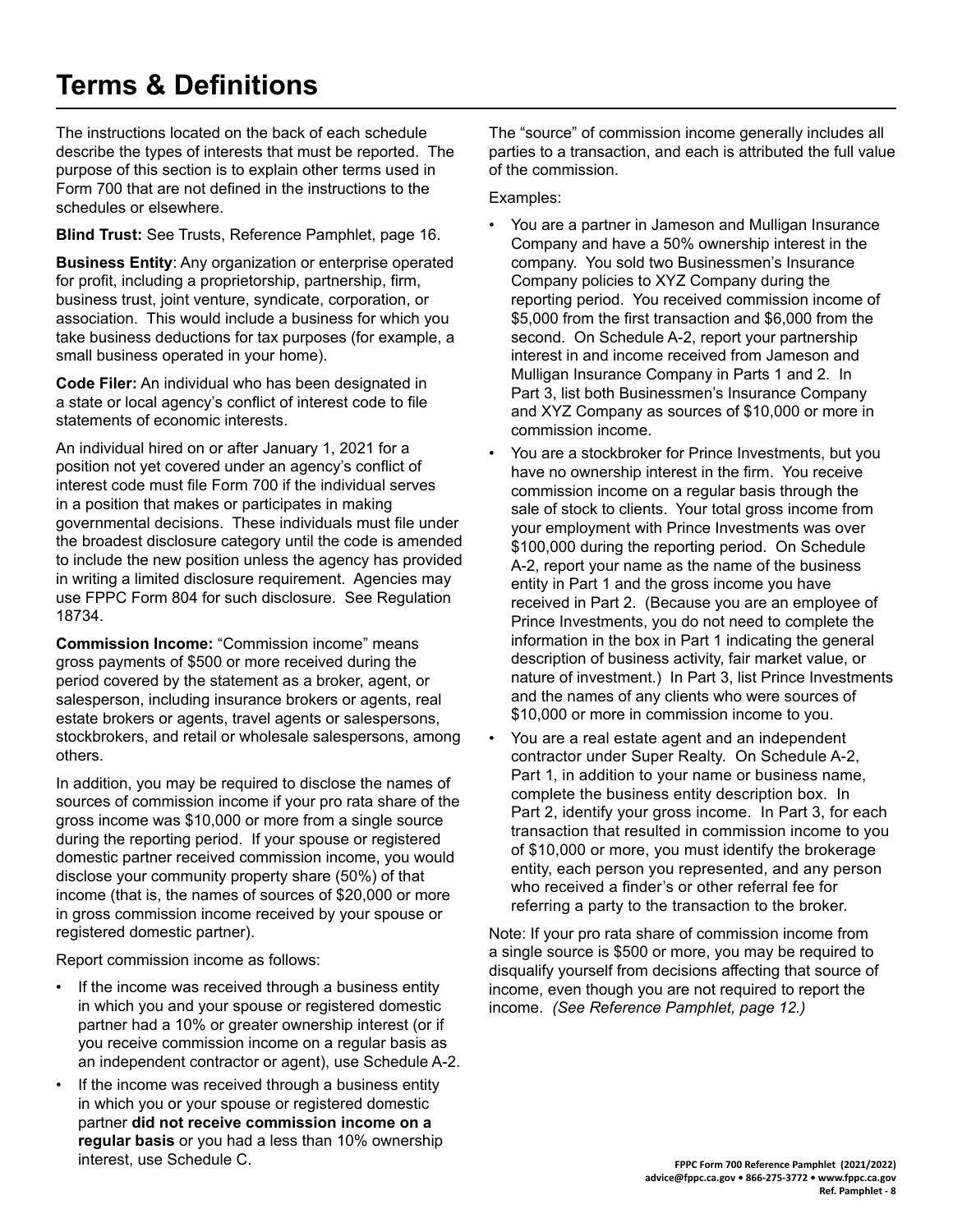# Terms & Definitions

The instructions located on the back of each schedule describe the types of interests that must be reported. The purpose of this section is to explain other terms used in Form 700 that are not defined in the instructions to the schedules or elsewhere.

**Blind Trust:** See Trusts, Reference Pamphlet, page 16.

**Business Entity**: Any organization or enterprise operated for profit, including a proprietorship, partnership, firm, business trust, joint venture, syndicate, corporation, or association. This would include a business for which you take business deductions for tax purposes (for example, a small business operated in your home).

**Code Filer:** An individual who has been designated in a state or local agency's conflict of interest code to file statements of economic interests.

An individual hired on or after January 1, 2021 for a position not yet covered under an agency's conflict of interest code must file Form 700 if the individual serves in a position that makes or participates in making governmental decisions. These individuals must file under the broadest disclosure category until the code is amended to include the new position unless the agency has provided in writing a limited disclosure requirement. Agencies may use FPPC Form 804 for such disclosure. See Regulation 18734.

**Commission Income:** "Commission income" means gross payments of $500 or more received during the period covered by the statement as a broker, agent, or salesperson, including insurance brokers or agents, real estate brokers or agents, travel agents or salespersons, stockbrokers, and retail or wholesale salespersons, among others.

In addition, you may be required to disclose the names of sources of commission income if your pro rata share of the gross income was $10,000 or more from a single source during the reporting period. If your spouse or registered domestic partner received commission income, you would disclose your community property share (50%) of that income (that is, the names of sources of $20,000 or more in gross commission income received by your spouse or registered domestic partner).

Report commission income as follows:

- If the income was received through a business entity in which you and your spouse or registered domestic partner had a 10% or greater ownership interest (or if you receive commission income on a regular basis as an independent contractor or agent), use Schedule A-2.
- If the income was received through a business entity in which you or your spouse or registered domestic partner **did not receive commission income on a regular basis** or you had a less than 10% ownership interest, use Schedule C.

The "source" of commission income generally includes all parties to a transaction, and each is attributed the full value of the commission.

Examples:

- You are a partner in Jameson and Mulligan Insurance Company and have a 50% ownership interest in the company. You sold two Businessmen's Insurance Company policies to XYZ Company during the reporting period. You received commission income of $5,000 from the first transaction and $6,000 from the second. On Schedule A-2, report your partnership interest in and income received from Jameson and Mulligan Insurance Company in Parts 1 and 2. In Part 3, list both Businessmen's Insurance Company and XYZ Company as sources of $10,000 or more in commission income.
- You are a stockbroker for Prince Investments, but you have no ownership interest in the firm. You receive commission income on a regular basis through the sale of stock to clients. Your total gross income from your employment with Prince Investments was over $100,000 during the reporting period. On Schedule A-2, report your name as the name of the business entity in Part 1 and the gross income you have received in Part 2. (Because you are an employee of Prince Investments, you do not need to complete the information in the box in Part 1 indicating the general description of business activity, fair market value, or nature of investment.) In Part 3, list Prince Investments and the names of any clients who were sources of $10,000 or more in commission income to you.
- You are a real estate agent and an independent contractor under Super Realty. On Schedule A-2, Part 1, in addition to your name or business name, complete the business entity description box. In Part 2, identify your gross income. In Part 3, for each transaction that resulted in commission income to you of $10,000 or more, you must identify the brokerage entity, each person you represented, and any person who received a finder's or other referral fee for referring a party to the transaction to the broker.

Note: If your pro rata share of commission income from a single source is $500 or more, you may be required to disqualify yourself from decisions affecting that source of income, even though you are not required to report the income. *(See Reference Pamphlet, page 12.)*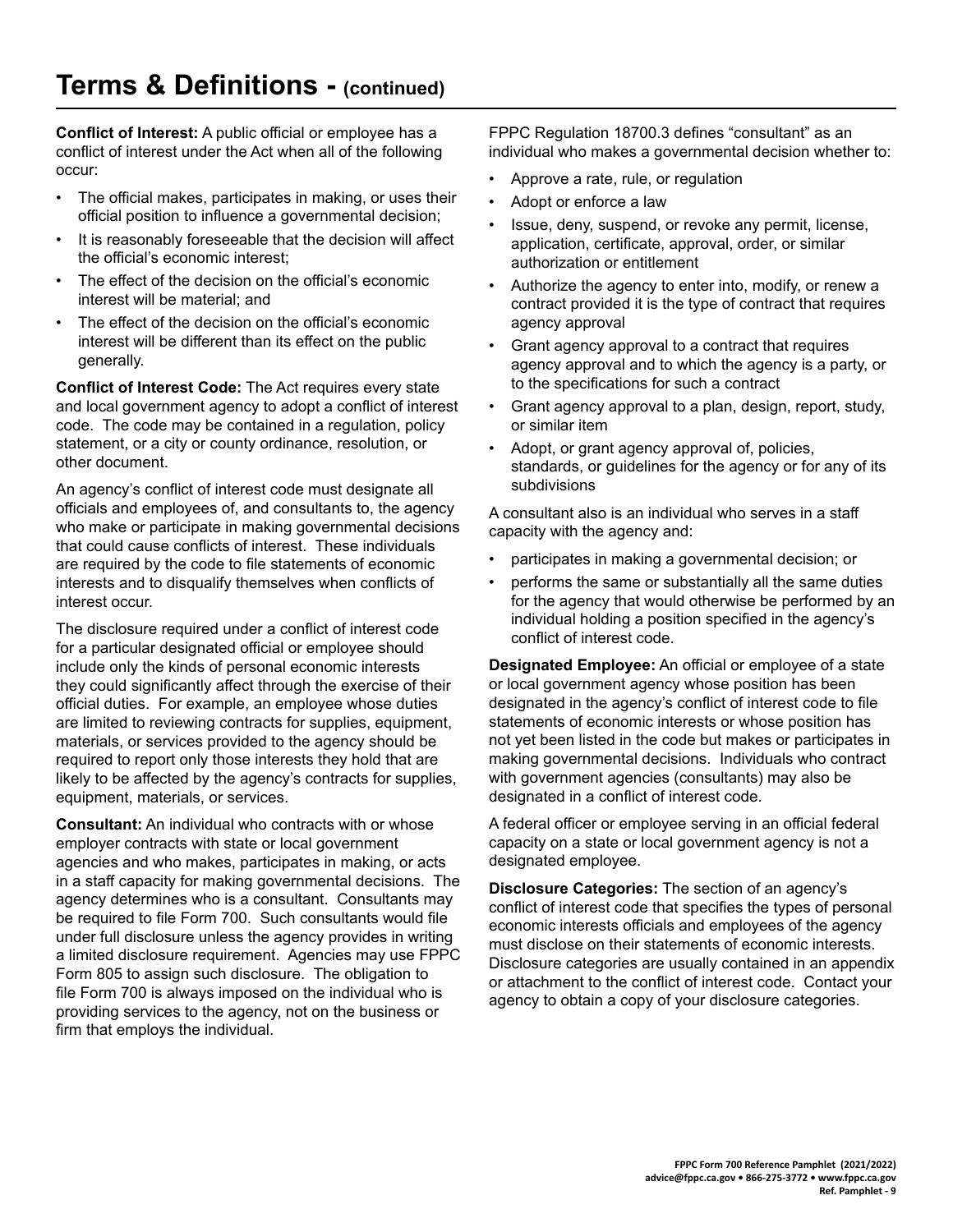# Terms & Definitions - (continued)

**Conflict of Interest:** A public official or employee has a conflict of interest under the Act when all of the following occur:

- The official makes, participates in making, or uses their official position to influence a governmental decision;
- It is reasonably foreseeable that the decision will affect the official's economic interest;
- The effect of the decision on the official's economic interest will be material; and
- The effect of the decision on the official's economic interest will be different than its effect on the public generally.

**Conflict of Interest Code:** The Act requires every state and local government agency to adopt a conflict of interest code. The code may be contained in a regulation, policy statement, or a city or county ordinance, resolution, or other document.

An agency's conflict of interest code must designate all officials and employees of, and consultants to, the agency who make or participate in making governmental decisions that could cause conflicts of interest. These individuals are required by the code to file statements of economic interests and to disqualify themselves when conflicts of interest occur.

The disclosure required under a conflict of interest code for a particular designated official or employee should include only the kinds of personal economic interests they could significantly affect through the exercise of their official duties. For example, an employee whose duties are limited to reviewing contracts for supplies, equipment, materials, or services provided to the agency should be required to report only those interests they hold that are likely to be affected by the agency's contracts for supplies, equipment, materials, or services.

**Consultant:** An individual who contracts with or whose employer contracts with state or local government agencies and who makes, participates in making, or acts in a staff capacity for making governmental decisions. The agency determines who is a consultant. Consultants may be required to file Form 700. Such consultants would file under full disclosure unless the agency provides in writing a limited disclosure requirement. Agencies may use FPPC Form 805 to assign such disclosure. The obligation to file Form 700 is always imposed on the individual who is providing services to the agency, not on the business or firm that employs the individual.

FPPC Regulation 18700.3 defines "consultant" as an individual who makes a governmental decision whether to:

- Approve a rate, rule, or regulation
- Adopt or enforce a law
- Issue, deny, suspend, or revoke any permit, license, application, certificate, approval, order, or similar authorization or entitlement
- Authorize the agency to enter into, modify, or renew a contract provided it is the type of contract that requires agency approval
- Grant agency approval to a contract that requires agency approval and to which the agency is a party, or to the specifications for such a contract
- Grant agency approval to a plan, design, report, study, or similar item
- Adopt, or grant agency approval of, policies, standards, or guidelines for the agency or for any of its subdivisions

A consultant also is an individual who serves in a staff capacity with the agency and:

- participates in making a governmental decision; or
- performs the same or substantially all the same duties for the agency that would otherwise be performed by an individual holding a position specified in the agency's conflict of interest code.

**Designated Employee:** An official or employee of a state or local government agency whose position has been designated in the agency's conflict of interest code to file statements of economic interests or whose position has not yet been listed in the code but makes or participates in making governmental decisions. Individuals who contract with government agencies (consultants) may also be designated in a conflict of interest code.

A federal officer or employee serving in an official federal capacity on a state or local government agency is not a designated employee.

**Disclosure Categories:** The section of an agency's conflict of interest code that specifies the types of personal economic interests officials and employees of the agency must disclose on their statements of economic interests. Disclosure categories are usually contained in an appendix or attachment to the conflict of interest code. Contact your agency to obtain a copy of your disclosure categories.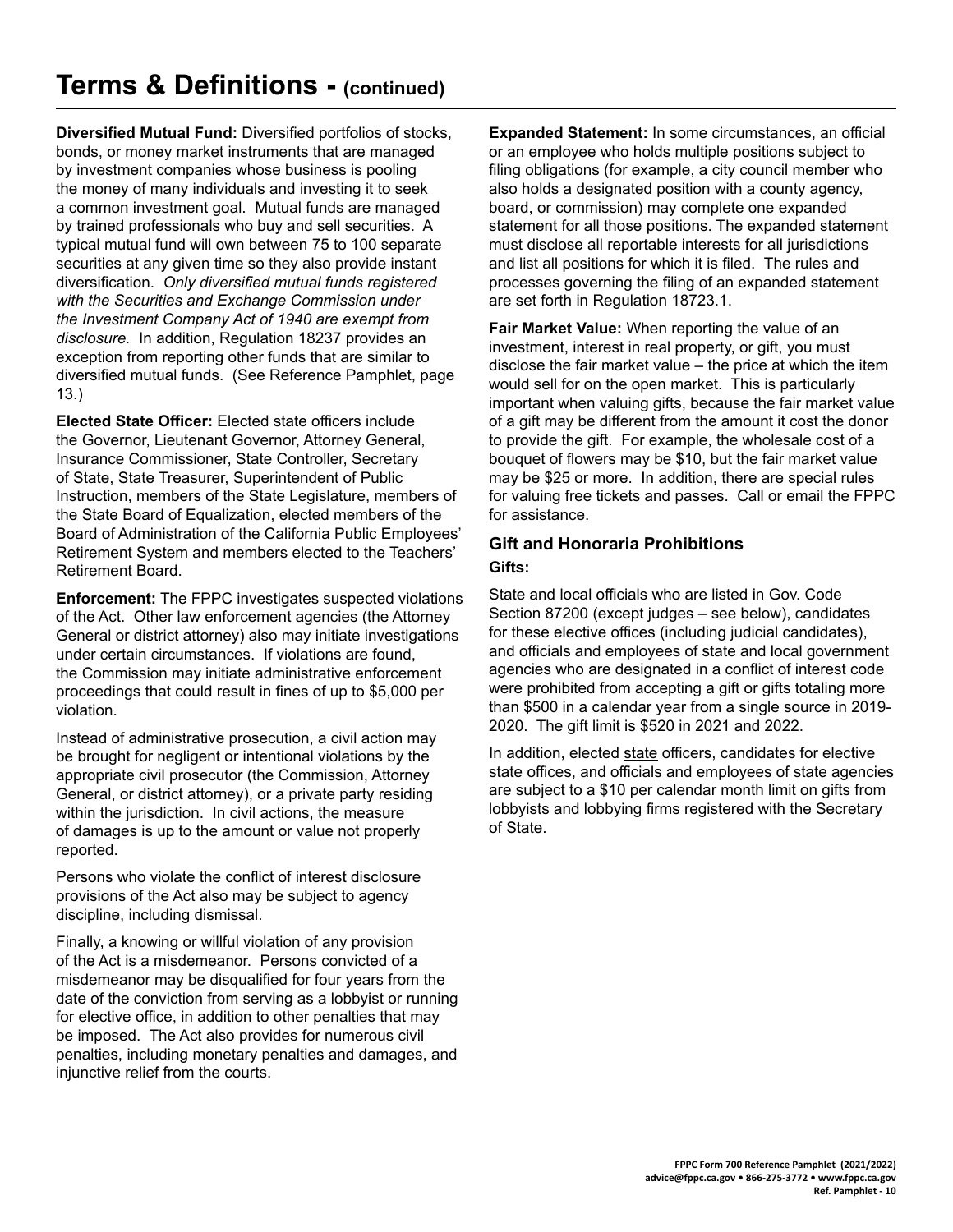# Terms & Definitions - (continued)

**Diversified Mutual Fund:** Diversified portfolios of stocks, bonds, or money market instruments that are managed by investment companies whose business is pooling the money of many individuals and investing it to seek a common investment goal. Mutual funds are managed by trained professionals who buy and sell securities. A typical mutual fund will own between 75 to 100 separate securities at any given time so they also provide instant diversification. *Only diversified mutual funds registered with the Securities and Exchange Commission under the Investment Company Act of 1940 are exempt from disclosure.* In addition, Regulation 18237 provides an exception from reporting other funds that are similar to diversified mutual funds. (See Reference Pamphlet, page 13.)

**Elected State Officer:** Elected state officers include the Governor, Lieutenant Governor, Attorney General, Insurance Commissioner, State Controller, Secretary of State, State Treasurer, Superintendent of Public Instruction, members of the State Legislature, members of the State Board of Equalization, elected members of the Board of Administration of the California Public Employees' Retirement System and members elected to the Teachers' Retirement Board.

**Enforcement:** The FPPC investigates suspected violations of the Act. Other law enforcement agencies (the Attorney General or district attorney) also may initiate investigations under certain circumstances. If violations are found, the Commission may initiate administrative enforcement proceedings that could result in fines of up to $5,000 per violation.

Instead of administrative prosecution, a civil action may be brought for negligent or intentional violations by the appropriate civil prosecutor (the Commission, Attorney General, or district attorney), or a private party residing within the jurisdiction. In civil actions, the measure of damages is up to the amount or value not properly reported.

Persons who violate the conflict of interest disclosure provisions of the Act also may be subject to agency discipline, including dismissal.

Finally, a knowing or willful violation of any provision of the Act is a misdemeanor. Persons convicted of a misdemeanor may be disqualified for four years from the date of the conviction from serving as a lobbyist or running for elective office, in addition to other penalties that may be imposed. The Act also provides for numerous civil penalties, including monetary penalties and damages, and injunctive relief from the courts.

**Expanded Statement:** In some circumstances, an official or an employee who holds multiple positions subject to filing obligations (for example, a city council member who also holds a designated position with a county agency, board, or commission) may complete one expanded statement for all those positions. The expanded statement must disclose all reportable interests for all jurisdictions and list all positions for which it is filed. The rules and processes governing the filing of an expanded statement are set forth in Regulation 18723.1.

**Fair Market Value:** When reporting the value of an investment, interest in real property, or gift, you must disclose the fair market value – the price at which the item would sell for on the open market. This is particularly important when valuing gifts, because the fair market value of a gift may be different from the amount it cost the donor to provide the gift. For example, the wholesale cost of a bouquet of flowers may be $10, but the fair market value may be $25 or more. In addition, there are special rules for valuing free tickets and passes. Call or email the FPPC for assistance.

### Gift and Honoraria Prohibitions

**Gifts:**

State and local officials who are listed in Gov. Code Section 87200 (except judges – see below), candidates for these elective offices (including judicial candidates), and officials and employees of state and local government agencies who are designated in a conflict of interest code were prohibited from accepting a gift or gifts totaling more than $500 in a calendar year from a single source in 2019-2020. The gift limit is $520 in 2021 and 2022.

In addition, elected state officers, candidates for elective state offices, and officials and employees of state agencies are subject to a $10 per calendar month limit on gifts from lobbyists and lobbying firms registered with the Secretary of State.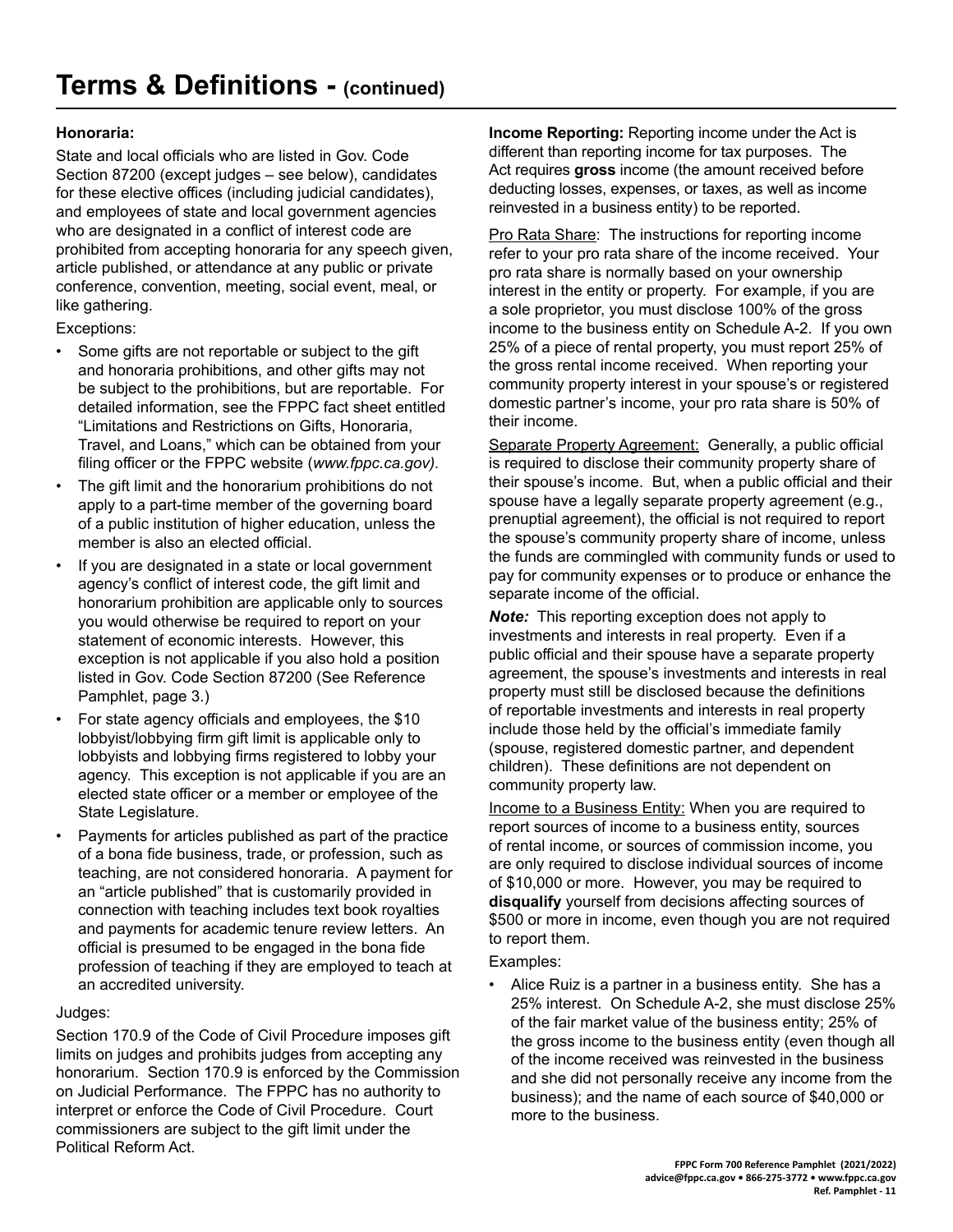# Terms & Definitions - (continued)

**Honoraria:**

State and local officials who are listed in Gov. Code Section 87200 (except judges – see below), candidates for these elective offices (including judicial candidates), and employees of state and local government agencies who are designated in a conflict of interest code are prohibited from accepting honoraria for any speech given, article published, or attendance at any public or private conference, convention, meeting, social event, meal, or like gathering.

Exceptions:

- Some gifts are not reportable or subject to the gift and honoraria prohibitions, and other gifts may not be subject to the prohibitions, but are reportable. For detailed information, see the FPPC fact sheet entitled "Limitations and Restrictions on Gifts, Honoraria, Travel, and Loans," which can be obtained from your filing officer or the FPPC website (*www.fppc.ca.gov).*
- The gift limit and the honorarium prohibitions do not apply to a part-time member of the governing board of a public institution of higher education, unless the member is also an elected official.
- If you are designated in a state or local government agency's conflict of interest code, the gift limit and honorarium prohibition are applicable only to sources you would otherwise be required to report on your statement of economic interests. However, this exception is not applicable if you also hold a position listed in Gov. Code Section 87200 (See Reference Pamphlet, page 3.)
- For state agency officials and employees, the $10 lobbyist/lobbying firm gift limit is applicable only to lobbyists and lobbying firms registered to lobby your agency. This exception is not applicable if you are an elected state officer or a member or employee of the State Legislature.
- Payments for articles published as part of the practice of a bona fide business, trade, or profession, such as teaching, are not considered honoraria. A payment for an "article published" that is customarily provided in connection with teaching includes text book royalties and payments for academic tenure review letters. An official is presumed to be engaged in the bona fide profession of teaching if they are employed to teach at an accredited university.

Judges:

Section 170.9 of the Code of Civil Procedure imposes gift limits on judges and prohibits judges from accepting any honorarium. Section 170.9 is enforced by the Commission on Judicial Performance. The FPPC has no authority to interpret or enforce the Code of Civil Procedure. Court commissioners are subject to the gift limit under the Political Reform Act.

**Income Reporting:** Reporting income under the Act is different than reporting income for tax purposes. The Act requires **gross** income (the amount received before deducting losses, expenses, or taxes, as well as income reinvested in a business entity) to be reported.

Pro Rata Share: The instructions for reporting income refer to your pro rata share of the income received. Your pro rata share is normally based on your ownership interest in the entity or property. For example, if you are a sole proprietor, you must disclose 100% of the gross income to the business entity on Schedule A-2. If you own 25% of a piece of rental property, you must report 25% of the gross rental income received. When reporting your community property interest in your spouse's or registered domestic partner's income, your pro rata share is 50% of their income.

Separate Property Agreement: Generally, a public official is required to disclose their community property share of their spouse's income. But, when a public official and their spouse have a legally separate property agreement (e.g., prenuptial agreement), the official is not required to report the spouse's community property share of income, unless the funds are commingled with community funds or used to pay for community expenses or to produce or enhance the separate income of the official.

***Note:*** This reporting exception does not apply to investments and interests in real property. Even if a public official and their spouse have a separate property agreement, the spouse's investments and interests in real property must still be disclosed because the definitions of reportable investments and interests in real property include those held by the official's immediate family (spouse, registered domestic partner, and dependent children). These definitions are not dependent on community property law.

Income to a Business Entity: When you are required to report sources of income to a business entity, sources of rental income, or sources of commission income, you are only required to disclose individual sources of income of $10,000 or more. However, you may be required to **disqualify** yourself from decisions affecting sources of $500 or more in income, even though you are not required to report them.

Examples:

- Alice Ruiz is a partner in a business entity. She has a 25% interest. On Schedule A-2, she must disclose 25% of the fair market value of the business entity; 25% of the gross income to the business entity (even though all of the income received was reinvested in the business and she did not personally receive any income from the business); and the name of each source of $40,000 or more to the business.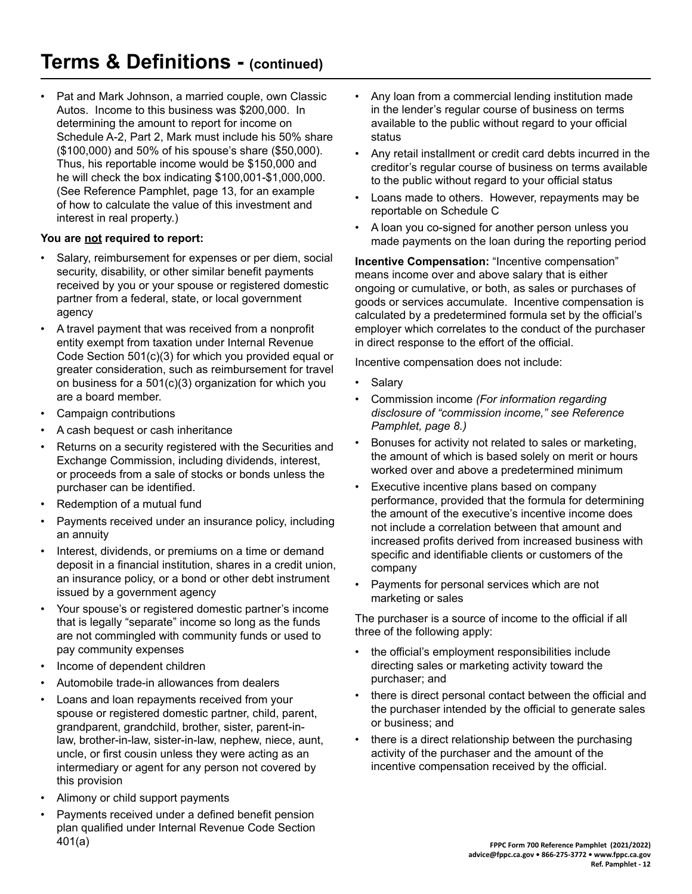# Terms & Definitions - (continued)

- Pat and Mark Johnson, a married couple, own Classic Autos. Income to this business was $200,000. In determining the amount to report for income on Schedule A-2, Part 2, Mark must include his 50% share ($100,000) and 50% of his spouse's share ($50,000). Thus, his reportable income would be 150,000 and he will check the box indicating $100,001-$1,000,000. (See Reference Pamphlet, page 13, for an example of how to calculate the value of this investment and interest in real property.)

**You are not required to report:**

- Salary, reimbursement for expenses or per diem, social security, disability, or other similar benefit payments received by you or your spouse or registered domestic partner from a federal, state, or local government agency
- A travel payment that was received from a nonprofit entity exempt from taxation under Internal Revenue Code Section 501(c)(3) for which you provided equal or greater consideration, such as reimbursement for travel on business for a 501(c)(3) organization for which you are a board member.
- Campaign contributions
- A cash bequest or cash inheritance
- Returns on a security registered with the Securities and Exchange Commission, including dividends, interest, or proceeds from a sale of stocks or bonds unless the purchaser can be identified.
- Redemption of a mutual fund
- Payments received under an insurance policy, including an annuity
- Interest, dividends, or premiums on a time or demand deposit in a financial institution, shares in a credit union, an insurance policy, or a bond or other debt instrument issued by a government agency
- Your spouse's or registered domestic partner's income that is legally "separate" income so long as the funds are not commingled with community funds or used to pay community expenses
- Income of dependent children
- Automobile trade-in allowances from dealers
- Loans and loan repayments received from your spouse or registered domestic partner, child, parent, grandparent, grandchild, brother, sister, parent-in-law, brother-in-law, sister-in-law, nephew, niece, aunt, uncle, or first cousin unless they were acting as an intermediary or agent for any person not covered by this provision
- Alimony or child support payments
- Payments received under a defined benefit pension plan qualified under Internal Revenue Code Section 401(a)
- Any loan from a commercial lending institution made in the lender's regular course of business on terms available to the public without regard to your official status
- Any retail installment or credit card debts incurred in the creditor's regular course of business on terms available to the public without regard to your official status
- Loans made to others. However, repayments may be reportable on Schedule C
- A loan you co-signed for another person unless you made payments on the loan during the reporting period

**Incentive Compensation:** "Incentive compensation" means income over and above salary that is either ongoing or cumulative, or both, as sales or purchases of goods or services accumulate. Incentive compensation is calculated by a predetermined formula set by the official's employer which correlates to the conduct of the purchaser in direct response to the effort of the official.

Incentive compensation does not include:

- Salary
- Commission income *(For information regarding disclosure of "commission income," see Reference Pamphlet, page 8.)*
- Bonuses for activity not related to sales or marketing, the amount of which is based solely on merit or hours worked over and above a predetermined minimum
- Executive incentive plans based on company performance, provided that the formula for determining the amount of the executive's incentive income does not include a correlation between that amount and increased profits derived from increased business with specific and identifiable clients or customers of the company
- Payments for personal services which are not marketing or sales

The purchaser is a source of income to the official if all three of the following apply:

- the official's employment responsibilities include directing sales or marketing activity toward the purchaser; and
- there is direct personal contact between the official and the purchaser intended by the official to generate sales or business; and
- there is a direct relationship between the purchasing activity of the purchaser and the amount of the incentive compensation received by the official.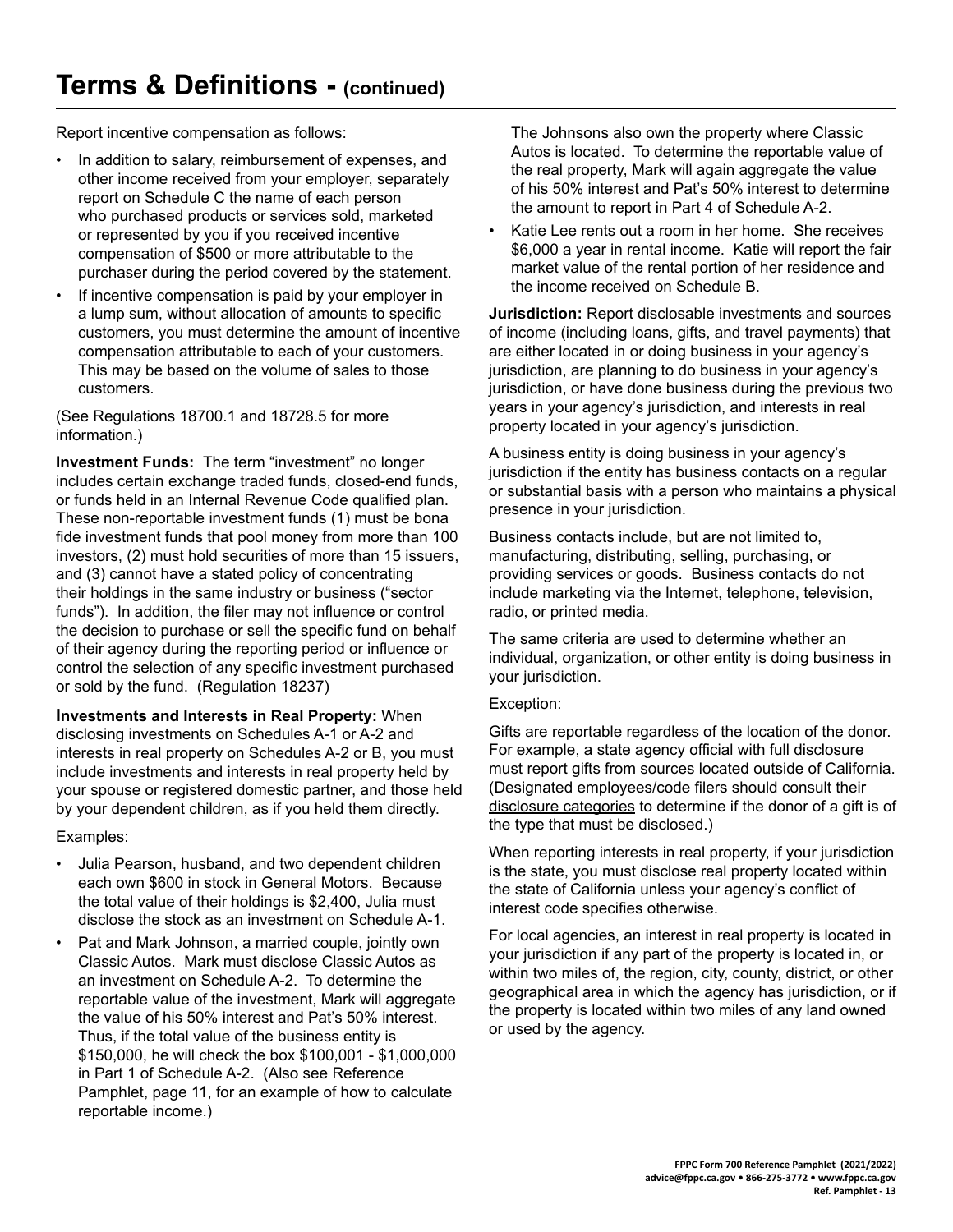# Terms & Definitions - (continued)

Report incentive compensation as follows:

- In addition to salary, reimbursement of expenses, and other income received from your employer, separately report on Schedule C the name of each person who purchased products or services sold, marketed or represented by you if you received incentive compensation of $500 or more attributable to the purchaser during the period covered by the statement.
- If incentive compensation is paid by your employer in a lump sum, without allocation of amounts to specific customers, you must determine the amount of incentive compensation attributable to each of your customers. This may be based on the volume of sales to those customers.

(See Regulations 18700.1 and 18728.5 for more information.)

**Investment Funds:** The term "investment" no longer includes certain exchange traded funds, closed-end funds, or funds held in an Internal Revenue Code qualified plan. These non-reportable investment funds (1) must be bona fide investment funds that pool money from more than 100 investors, (2) must hold securities of more than 15 issuers, and (3) cannot have a stated policy of concentrating their holdings in the same industry or business ("sector funds"). In addition, the filer may not influence or control the decision to purchase or sell the specific fund on behalf of their agency during the reporting period or influence or control the selection of any specific investment purchased or sold by the fund. (Regulation 18237)

**Investments and Interests in Real Property:** When disclosing investments on Schedules A-1 or A-2 and interests in real property on Schedules A-2 or B, you must include investments and interests in real property held by your spouse or registered domestic partner, and those held by your dependent children, as if you held them directly.

Examples:

- Julia Pearson, husband, and two dependent children each own $600 in stock in General Motors. Because the total value of their holdings is $2,400, Julia must disclose the stock as an investment on Schedule A-1.
- Pat and Mark Johnson, a married couple, jointly own Classic Autos. Mark must disclose Classic Autos as an investment on Schedule A-2. To determine the reportable value of the investment, Mark will aggregate the value of his 50% interest and Pat's 50% interest. Thus, if the total value of the business entity is $150,000, he will check the box $100,001 - $1,000,000 in Part 1 of Schedule A-2. (Also see Reference Pamphlet, page 11, for an example of how to calculate reportable income.)

  The Johnsons also own the property where Classic Autos is located. To determine the reportable value of the real property, Mark will again aggregate the value of his 50% interest and Pat's 50% interest to determine the amount to report in Part 4 of Schedule A-2.
- Katie Lee rents out a room in her home. She receives $6,000 a year in rental income. Katie will report the fair market value of the rental portion of her residence and the income received on Schedule B.

**Jurisdiction:** Report disclosable investments and sources of income (including loans, gifts, and travel payments) that are either located in or doing business in your agency's jurisdiction, are planning to do business in your agency's jurisdiction, or have done business during the previous two years in your agency's jurisdiction, and interests in real property located in your agency's jurisdiction.

A business entity is doing business in your agency's jurisdiction if the entity has business contacts on a regular or substantial basis with a person who maintains a physical presence in your jurisdiction.

Business contacts include, but are not limited to, manufacturing, distributing, selling, purchasing, or providing services or goods. Business contacts do not include marketing via the Internet, telephone, television, radio, or printed media.

The same criteria are used to determine whether an individual, organization, or other entity is doing business in your jurisdiction.

Exception:

Gifts are reportable regardless of the location of the donor. For example, a state agency official with full disclosure must report gifts from sources located outside of California. (Designated employees/code filers should consult their disclosure categories to determine if the donor of a gift is of the type that must be disclosed.)

When reporting interests in real property, if your jurisdiction is the state, you must disclose real property located within the state of California unless your agency's conflict of interest code specifies otherwise.

For local agencies, an interest in real property is located in your jurisdiction if any part of the property is located in, or within two miles of, the region, city, county, district, or other geographical area in which the agency has jurisdiction, or if the property is located within two miles of any land owned or used by the agency.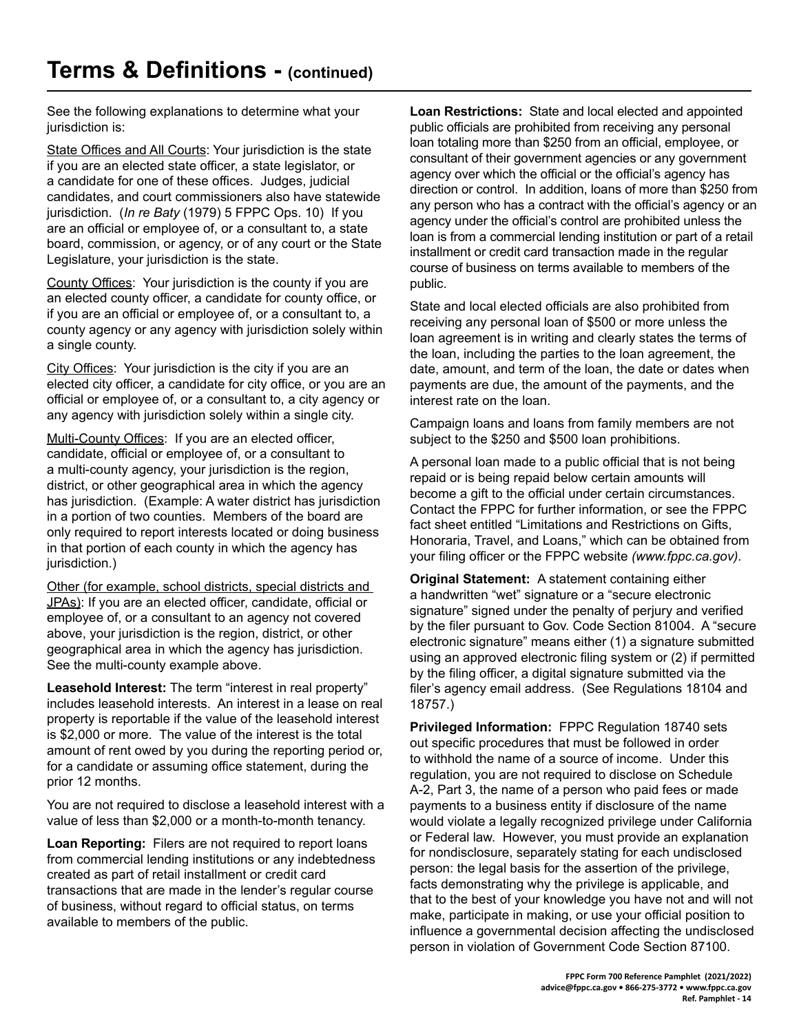# Terms & Definitions - (continued)

See the following explanations to determine what your jurisdiction is:

State Offices and All Courts: Your jurisdiction is the state if you are an elected state officer, a state legislator, or a candidate for one of these offices. Judges, judicial candidates, and court commissioners also have statewide jurisdiction. (*In re Baty* (1979) 5 FPPC Ops. 10) If you are an official or employee of, or a consultant to, a state board, commission, or agency, or of any court or the State Legislature, your jurisdiction is the state.

County Offices: Your jurisdiction is the county if you are an elected county officer, a candidate for county office, or if you are an official or employee of, or a consultant to, a county agency or any agency with jurisdiction solely within a single county.

City Offices: Your jurisdiction is the city if you are an elected city officer, a candidate for city office, or you are an official or employee of, or a consultant to, a city agency or any agency with jurisdiction solely within a single city.

Multi-County Offices: If you are an elected officer, candidate, official or employee of, or a consultant to a multi-county agency, your jurisdiction is the region, district, or other geographical area in which the agency has jurisdiction. (Example: A water district has jurisdiction in a portion of two counties. Members of the board are only required to report interests located or doing business in that portion of each county in which the agency has jurisdiction.)

Other (for example, school districts, special districts and JPAs): If you are an elected officer, candidate, official or employee of, or a consultant to an agency not covered above, your jurisdiction is the region, district, or other geographical area in which the agency has jurisdiction. See the multi-county example above.

**Leasehold Interest:** The term "interest in real property" includes leasehold interests. An interest in a lease on real property is reportable if the value of the leasehold interest is $2,000 or more. The value of the interest is the total amount of rent owed by you during the reporting period or, for a candidate or assuming office statement, during the prior 12 months.

You are not required to disclose a leasehold interest with a value of less than $2,000 or a month-to-month tenancy.

**Loan Reporting:** Filers are not required to report loans from commercial lending institutions or any indebtedness created as part of retail installment or credit card transactions that are made in the lender's regular course of business, without regard to official status, on terms available to members of the public.

**Loan Restrictions:** State and local elected and appointed public officials are prohibited from receiving any personal loan totaling more than $250 from an official, employee, or consultant of their government agencies or any government agency over which the official or the official's agency has direction or control. In addition, loans of more than $250 from any person who has a contract with the official's agency or an agency under the official's control are prohibited unless the loan is from a commercial lending institution or part of a retail installment or credit card transaction made in the regular course of business on terms available to members of the public.

State and local elected officials are also prohibited from receiving any personal loan of $500 or more unless the loan agreement is in writing and clearly states the terms of the loan, including the parties to the loan agreement, the date, amount, and term of the loan, the date or dates when payments are due, the amount of the payments, and the interest rate on the loan.

Campaign loans and loans from family members are not subject to the $250 and $500 loan prohibitions.

A personal loan made to a public official that is not being repaid or is being repaid below certain amounts will become a gift to the official under certain circumstances. Contact the FPPC for further information, or see the FPPC fact sheet entitled "Limitations and Restrictions on Gifts, Honoraria, Travel, and Loans," which can be obtained from your filing officer or the FPPC website *(www.fppc.ca.gov).*

**Original Statement:** A statement containing either a handwritten "wet" signature or a "secure electronic signature" signed under the penalty of perjury and verified by the filer pursuant to Gov. Code Section 81004. A "secure electronic signature" means either (1) a signature submitted using an approved electronic filing system or (2) if permitted by the filing officer, a digital signature submitted via the filer's agency email address. (See Regulations 18104 and 18757.)

**Privileged Information:** FPPC Regulation 18740 sets out specific procedures that must be followed in order to withhold the name of a source of income. Under this regulation, you are not required to disclose on Schedule A-2, Part 3, the name of a person who paid fees or made payments to a business entity if disclosure of the name would violate a legally recognized privilege under California or Federal law. However, you must provide an explanation for nondisclosure, separately stating for each undisclosed person: the legal basis for the assertion of the privilege, facts demonstrating why the privilege is applicable, and that to the best of your knowledge you have not and will not make, participate in making, or use your official position to influence a governmental decision affecting the undisclosed person in violation of Government Code Section 87100.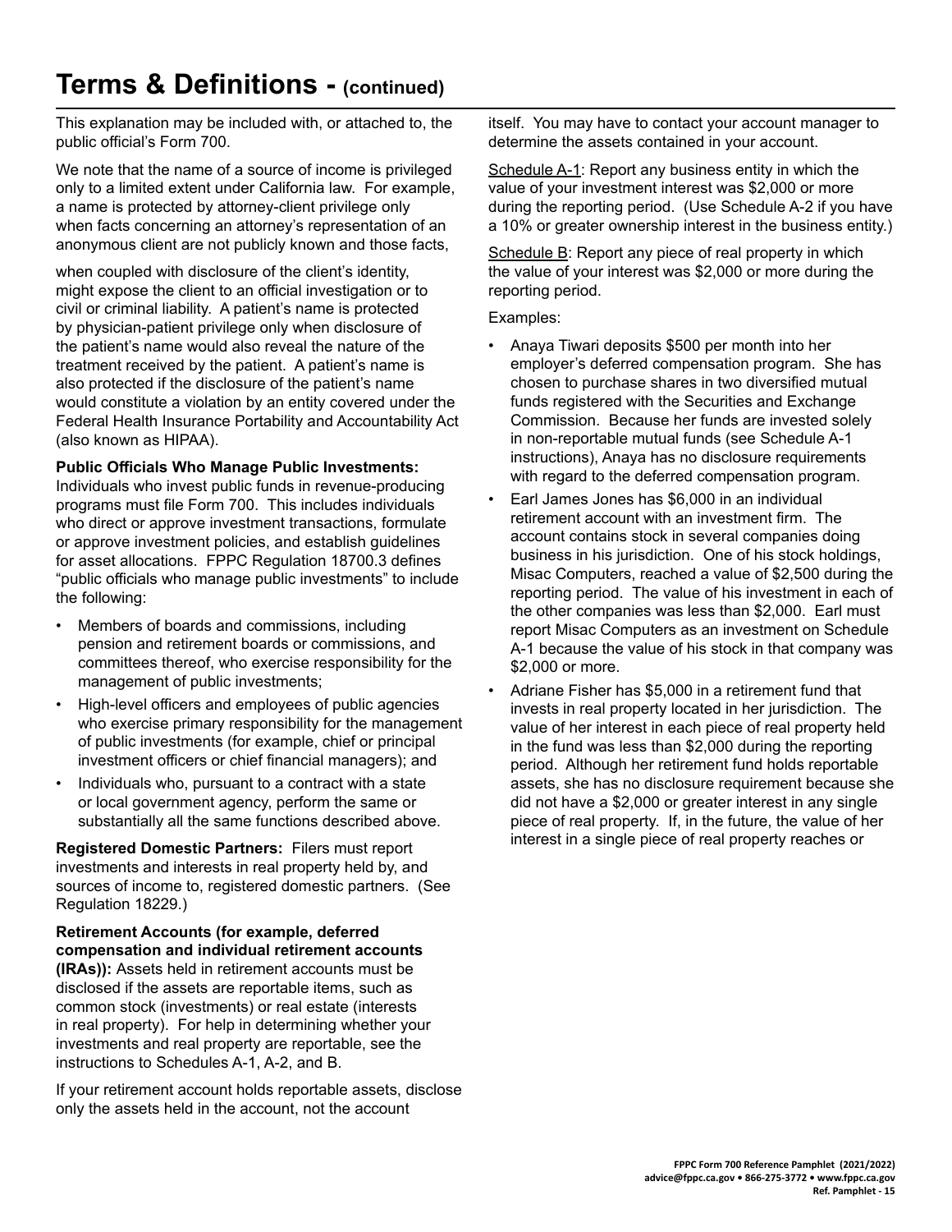# Terms & Definitions - (continued)

This explanation may be included with, or attached to, the public official's Form 700.

We note that the name of a source of income is privileged only to a limited extent under California law. For example, a name is protected by attorney-client privilege only when facts concerning an attorney's representation of an anonymous client are not publicly known and those facts, when coupled with disclosure of the client's identity, might expose the client to an official investigation or to civil or criminal liability. A patient's name is protected by physician-patient privilege only when disclosure of the patient's name would also reveal the nature of the treatment received by the patient. A patient's name is also protected if the disclosure of the patient's name would constitute a violation by an entity covered under the Federal Health Insurance Portability and Accountability Act (also known as HIPAA).

**Public Officials Who Manage Public Investments:** Individuals who invest public funds in revenue-producing programs must file Form 700. This includes individuals who direct or approve investment transactions, formulate or approve investment policies, and establish guidelines for asset allocations. FPPC Regulation 18700.3 defines "public officials who manage public investments" to include the following:

- Members of boards and commissions, including pension and retirement boards or commissions, and committees thereof, who exercise responsibility for the management of public investments;
- High-level officers and employees of public agencies who exercise primary responsibility for the management of public investments (for example, chief or principal investment officers or chief financial managers); and
- Individuals who, pursuant to a contract with a state or local government agency, perform the same or substantially all the same functions described above.

**Registered Domestic Partners:** Filers must report investments and interests in real property held by, and sources of income to, registered domestic partners. (See Regulation 18229.)

**Retirement Accounts (for example, deferred compensation and individual retirement accounts (IRAs)):** Assets held in retirement accounts must be disclosed if the assets are reportable items, such as common stock (investments) or real estate (interests in real property). For help in determining whether your investments and real property are reportable, see the instructions to Schedules A-1, A-2, and B.

If your retirement account holds reportable assets, disclose only the assets held in the account, not the account itself. You may have to contact your account manager to determine the assets contained in your account.

Schedule A-1: Report any business entity in which the value of your investment interest was $2,000 or more during the reporting period. (Use Schedule A-2 if you have a 10% or greater ownership interest in the business entity.)

Schedule B: Report any piece of real property in which the value of your interest was $2,000 or more during the reporting period.

Examples:

- Anaya Tiwari deposits $500 per month into her employer's deferred compensation program. She has chosen to purchase shares in two diversified mutual funds registered with the Securities and Exchange Commission. Because her funds are invested solely in non-reportable mutual funds (see Schedule A-1 instructions), Anaya has no disclosure requirements with regard to the deferred compensation program.
- Earl James Jones has $6,000 in an individual retirement account with an investment firm. The account contains stock in several companies doing business in his jurisdiction. One of his stock holdings, Misac Computers, reached a value of $2,500 during the reporting period. The value of his investment in each of the other companies was less than $2,000. Earl must report Misac Computers as an investment on Schedule A-1 because the value of his stock in that company was $2,000 or more.
- Adriane Fisher has $5,000 in a retirement fund that invests in real property located in her jurisdiction. The value of her interest in each piece of real property held in the fund was less than $2,000 during the reporting period. Although her retirement fund holds reportable assets, she has no disclosure requirement because she did not have a $2,000 or greater interest in any single piece of real property. If, in the future, the value of her interest in a single piece of real property reaches or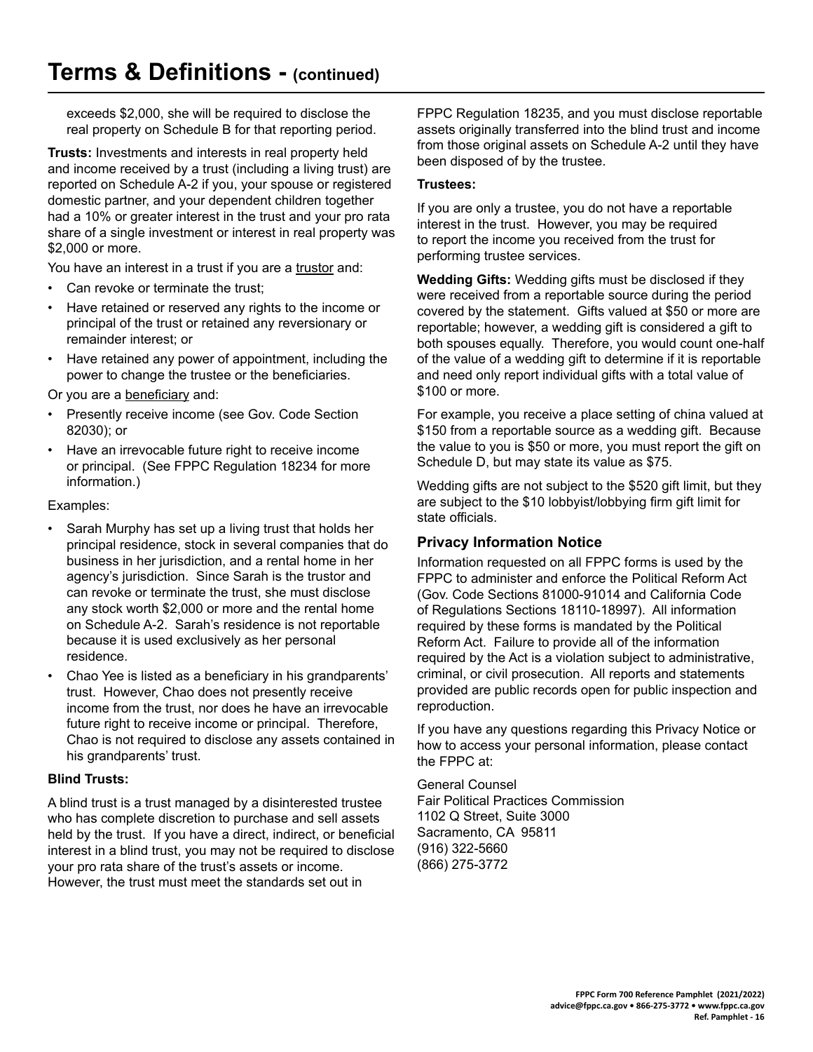# Terms & Definitions - (continued)

exceeds $2,000, she will be required to disclose the real property on Schedule B for that reporting period.

**Trusts:** Investments and interests in real property held and income received by a trust (including a living trust) are reported on Schedule A-2 if you, your spouse or registered domestic partner, and your dependent children together had a 10% or greater interest in the trust and your pro rata share of a single investment or interest in real property was $2,000 or more.

You have an interest in a trust if you are a trustor and:

- Can revoke or terminate the trust;
- Have retained or reserved any rights to the income or principal of the trust or retained any reversionary or remainder interest; or
- Have retained any power of appointment, including the power to change the trustee or the beneficiaries.

Or you are a beneficiary and:

- Presently receive income (see Gov. Code Section 82030); or
- Have an irrevocable future right to receive income or principal. (See FPPC Regulation 18234 for more information.)

Examples:

- Sarah Murphy has set up a living trust that holds her principal residence, stock in several companies that do business in her jurisdiction, and a rental home in her agency's jurisdiction. Since Sarah is the trustor and can revoke or terminate the trust, she must disclose any stock worth $2,000 or more and the rental home on Schedule A-2. Sarah's residence is not reportable because it is used exclusively as her personal residence.
- Chao Yee is listed as a beneficiary in his grandparents' trust. However, Chao does not presently receive income from the trust, nor does he have an irrevocable future right to receive income or principal. Therefore, Chao is not required to disclose any assets contained in his grandparents' trust.

**Blind Trusts:**

A blind trust is a trust managed by a disinterested trustee who has complete discretion to purchase and sell assets held by the trust. If you have a direct, indirect, or beneficial interest in a blind trust, you may not be required to disclose your pro rata share of the trust's assets or income. However, the trust must meet the standards set out in FPPC Regulation 18235, and you must disclose reportable assets originally transferred into the blind trust and income from those original assets on Schedule A-2 until they have been disposed of by the trustee.

**Trustees:**

If you are only a trustee, you do not have a reportable interest in the trust. However, you may be required to report the income you received from the trust for performing trustee services.

**Wedding Gifts:** Wedding gifts must be disclosed if they were received from a reportable source during the period covered by the statement. Gifts valued at $50 or more are reportable; however, a wedding gift is considered a gift to both spouses equally. Therefore, you would count one-half of the value of a wedding gift to determine if it is reportable and need only report individual gifts with a total value of $100 or more.

For example, you receive a place setting of china valued at $150 from a reportable source as a wedding gift. Because the value to you is $50 or more, you must report the gift on Schedule D, but may state its value as $75.

Wedding gifts are not subject to the $520 gift limit, but they are subject to the $10 lobbyist/lobbying firm gift limit for state officials.

## Privacy Information Notice

Information requested on all FPPC forms is used by the FPPC to administer and enforce the Political Reform Act (Gov. Code Sections 81000-91014 and California Code of Regulations Sections 18110-18997). All information required by these forms is mandated by the Political Reform Act. Failure to provide all of the information required by the Act is a violation subject to administrative, criminal, or civil prosecution. All reports and statements provided are public records open for public inspection and reproduction.

If you have any questions regarding this Privacy Notice or how to access your personal information, please contact the FPPC at:

General Counsel
Fair Political Practices Commission
1102 Q Street, Suite 3000
Sacramento, CA 95811
(916) 322-5660
(866) 275-3772